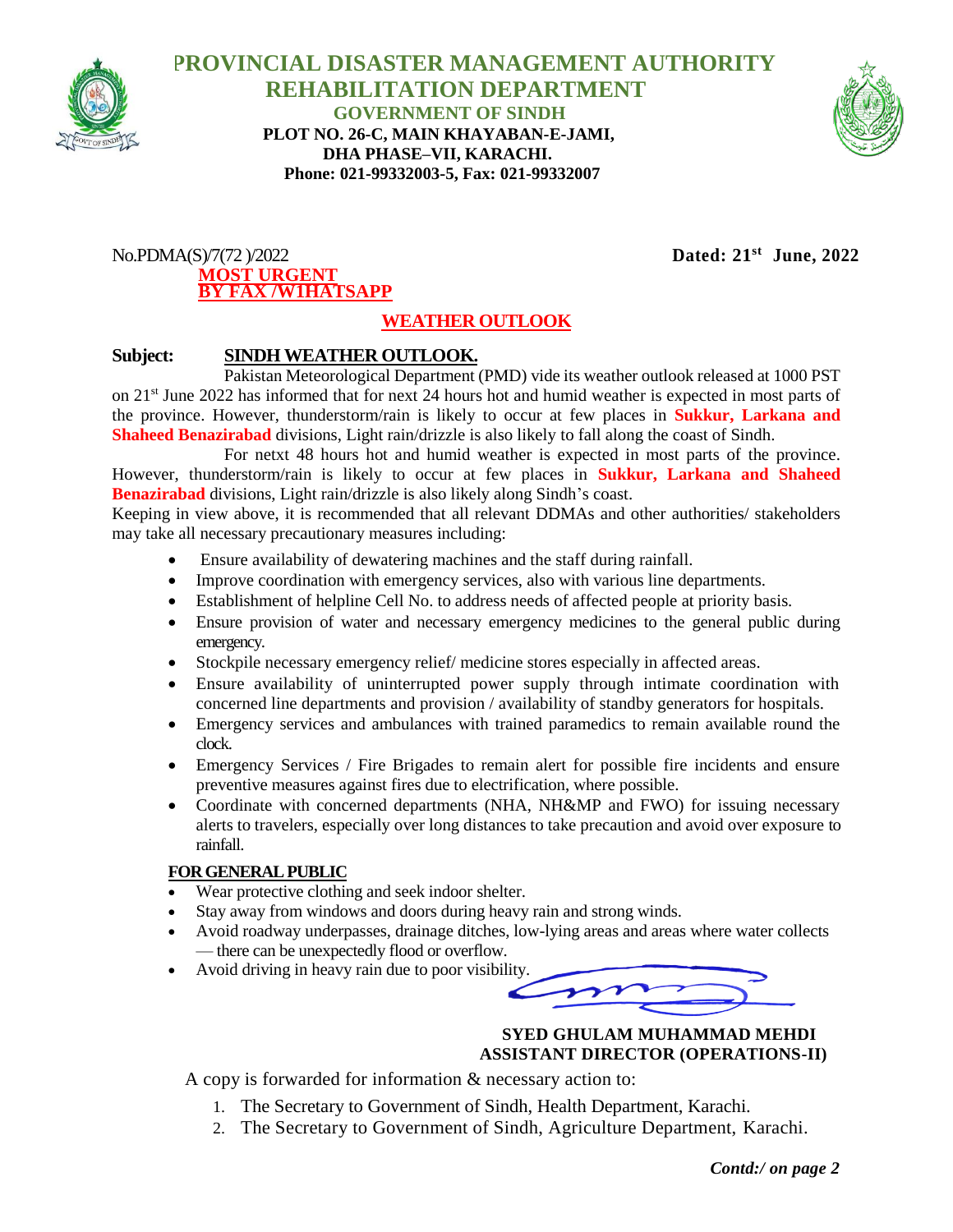# PROVINCIAL DISASTER MANAGEMENT AUTHORITY
## REHABILITATION DEPARTMENT
### GOVERNMENT OF SINDH

**PLOT NO. 26-C, MAIN KHAYABAN-E-JAMI,**
**DHA PHASE–VII, KARACHI.**
**Phone: 021-99332003-5, Fax: 021-99332007**

No.PDMA(S)/7(72 )/2022 **Dated: 21st June, 2022**

**MOST URGENT**
**BY FAX /W1HATSAPP**

**WEATHER OUTLOOK**

**Subject: SINDH WEATHER OUTLOOK.**

Pakistan Meteorological Department (PMD) vide its weather outlook released at 1000 PST on 21st June 2022 has informed that for next 24 hours hot and humid weather is expected in most parts of the province. However, thunderstorm/rain is likely to occur at few places in **Sukkur, Larkana and Shaheed Benazirabad** divisions, Light rain/drizzle is also likely to fall along the coast of Sindh.

For netxt 48 hours hot and humid weather is expected in most parts of the province. However, thunderstorm/rain is likely to occur at few places in **Sukkur, Larkana and Shaheed Benazirabad** divisions, Light rain/drizzle is also likely along Sindh's coast.

Keeping in view above, it is recommended that all relevant DDMAs and other authorities/ stakeholders may take all necessary precautionary measures including:

- Ensure availability of dewatering machines and the staff during rainfall.
- Improve coordination with emergency services, also with various line departments.
- Establishment of helpline Cell No. to address needs of affected people at priority basis.
- Ensure provision of water and necessary emergency medicines to the general public during emergency.
- Stockpile necessary emergency relief/ medicine stores especially in affected areas.
- Ensure availability of uninterrupted power supply through intimate coordination with concerned line departments and provision / availability of standby generators for hospitals.
- Emergency services and ambulances with trained paramedics to remain available round the clock.
- Emergency Services / Fire Brigades to remain alert for possible fire incidents and ensure preventive measures against fires due to electrification, where possible.
- Coordinate with concerned departments (NHA, NH&MP and FWO) for issuing necessary alerts to travelers, especially over long distances to take precaution and avoid over exposure to rainfall.

**FOR GENERAL PUBLIC**

- Wear protective clothing and seek indoor shelter.
- Stay away from windows and doors during heavy rain and strong winds.
- Avoid roadway underpasses, drainage ditches, low-lying areas and areas where water collects — there can be unexpectedly flood or overflow.
- Avoid driving in heavy rain due to poor visibility.

**SYED GHULAM MUHAMMAD MEHDI**
**ASSISTANT DIRECTOR (OPERATIONS-II)**

A copy is forwarded for information & necessary action to:

1. The Secretary to Government of Sindh, Health Department, Karachi.
2. The Secretary to Government of Sindh, Agriculture Department, Karachi.

***Contd:/ on page 2***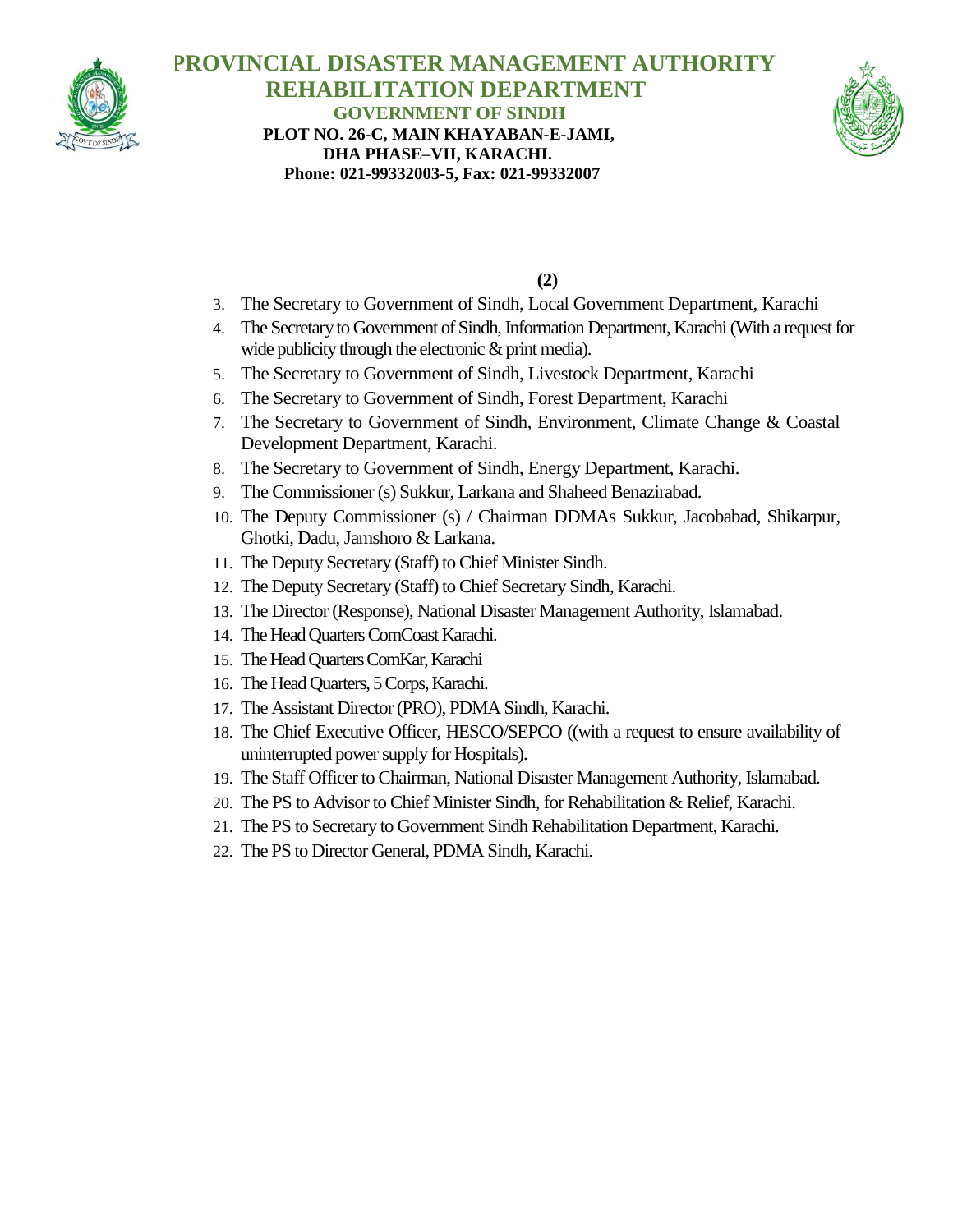# PROVINCIAL DISASTER MANAGEMENT AUTHORITY
## REHABILITATION DEPARTMENT
### GOVERNMENT OF SINDH

**PLOT NO. 26-C, MAIN KHAYABAN-E-JAMI,**
**DHA PHASE–VII, KARACHI.**
**Phone: 021-99332003-5, Fax: 021-99332007**

**(2)**

3. The Secretary to Government of Sindh, Local Government Department, Karachi
4. The Secretary to Government of Sindh, Information Department, Karachi (With a request for wide publicity through the electronic & print media).
5. The Secretary to Government of Sindh, Livestock Department, Karachi
6. The Secretary to Government of Sindh, Forest Department, Karachi
7. The Secretary to Government of Sindh, Environment, Climate Change & Coastal Development Department, Karachi.
8. The Secretary to Government of Sindh, Energy Department, Karachi.
9. The Commissioner (s) Sukkur, Larkana and Shaheed Benazirabad.
10. The Deputy Commissioner (s) / Chairman DDMAs Sukkur, Jacobabad, Shikarpur, Ghotki, Dadu, Jamshoro & Larkana.
11. The Deputy Secretary (Staff) to Chief Minister Sindh.
12. The Deputy Secretary (Staff) to Chief Secretary Sindh, Karachi.
13. The Director (Response), National Disaster Management Authority, Islamabad.
14. The Head Quarters ComCoast Karachi.
15. The Head Quarters ComKar, Karachi
16. The Head Quarters, 5 Corps, Karachi.
17. The Assistant Director (PRO), PDMA Sindh, Karachi.
18. The Chief Executive Officer, HESCO/SEPCO ((with a request to ensure availability of uninterrupted power supply for Hospitals).
19. The Staff Officer to Chairman, National Disaster Management Authority, Islamabad.
20. The PS to Advisor to Chief Minister Sindh, for Rehabilitation & Relief, Karachi.
21. The PS to Secretary to Government Sindh Rehabilitation Department, Karachi.
22. The PS to Director General, PDMA Sindh, Karachi.